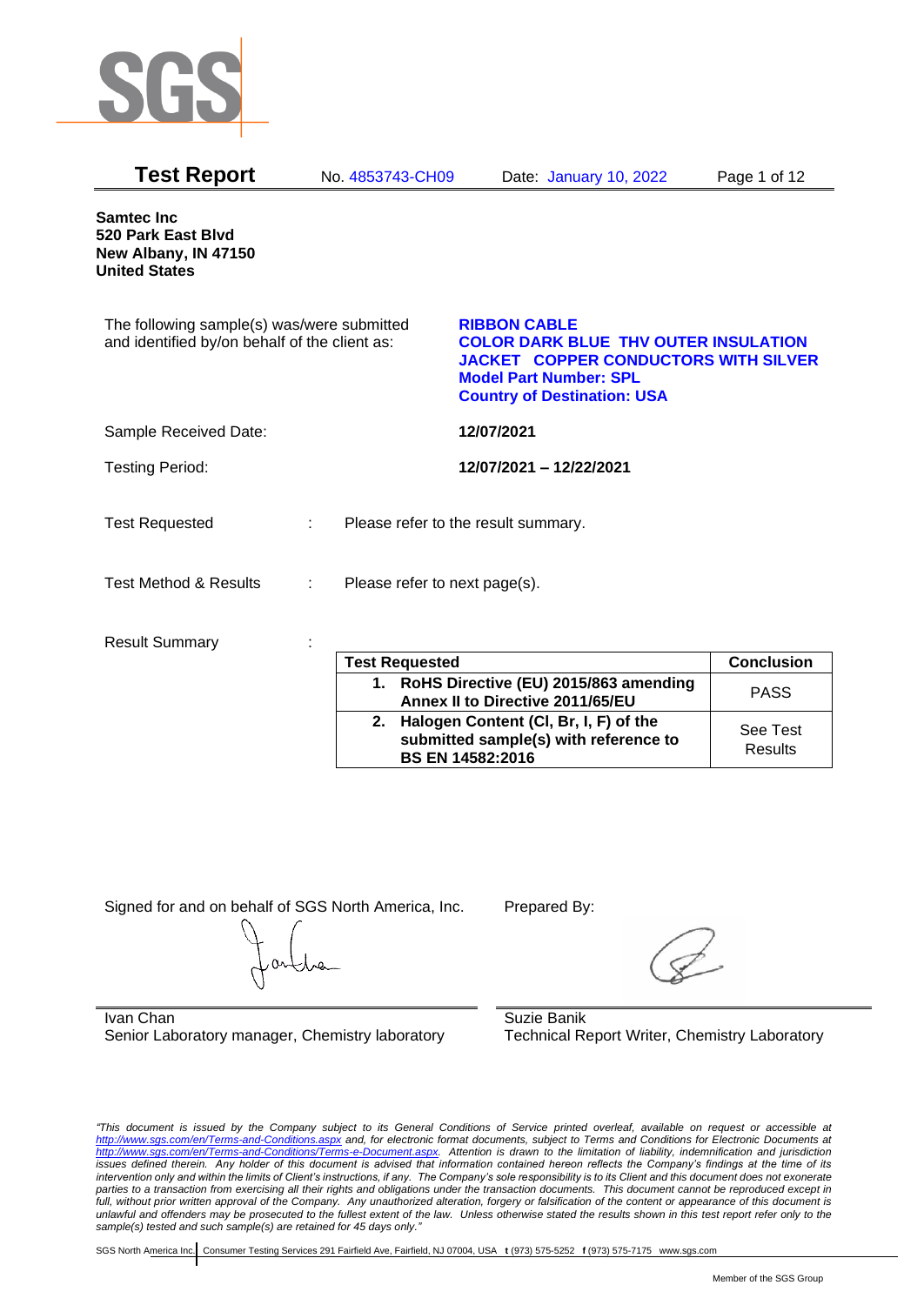# Test Report

No. 4853743-CH09 Date: January 10, 2022

**Samtec Inc**
**520 Park East Blvd**
**New Albany, IN 47150**
**United States**

The following sample(s) was/were submitted and identified by/on behalf of the client as:

**RIBBON CABLE**
**COLOR DARK BLUE THV OUTER INSULATION JACKET COPPER CONDUCTORS WITH SILVER**
**Model Part Number: SPL**
**Country of Destination: USA**

Sample Received Date: **12/07/2021**

Testing Period: **12/07/2021 – 12/22/2021**

Test Requested : Please refer to the result summary.

Test Method & Results : Please refer to next page(s).

Result Summary :

| Test Requested | Conclusion |
|---|---|
| **1. RoHS Directive (EU) 2015/863 amending Annex II to Directive 2011/65/EU** | PASS |
| **2. Halogen Content (Cl, Br, I, F) of the submitted sample(s) with reference to BS EN 14582:2016** | See Test Results |

Signed for and on behalf of SGS North America, Inc.

Ivan Chan
Senior Laboratory manager, Chemistry laboratory

Prepared By:

Suzie Banik
Technical Report Writer, Chemistry Laboratory

*"This document is issued by the Company subject to its General Conditions of Service printed overleaf, available on request or accessible at http://www.sgs.com/en/Terms-and-Conditions.aspx and, for electronic format documents, subject to Terms and Conditions for Electronic Documents at http://www.sgs.com/en/Terms-and-Conditions/Terms-e-Document.aspx. Attention is drawn to the limitation of liability, indemnification and jurisdiction issues defined therein. Any holder of this document is advised that information contained hereon reflects the Company's findings at the time of its intervention only and within the limits of Client's instructions, if any. The Company's sole responsibility is to its Client and this document does not exonerate parties to a transaction from exercising all their rights and obligations under the transaction documents. This document cannot be reproduced except in full, without prior written approval of the Company. Any unauthorized alteration, forgery or falsification of the content or appearance of this document is unlawful and offenders may be prosecuted to the fullest extent of the law. Unless otherwise stated the results shown in this test report refer only to the sample(s) tested and such sample(s) are retained for 45 days only."*

SGS North America Inc. | Consumer Testing Services 291 Fairfield Ave, Fairfield, NJ 07004, USA **t** (973) 575-5252 **f** (973) 575-7175 www.sgs.com

Member of the SGS Group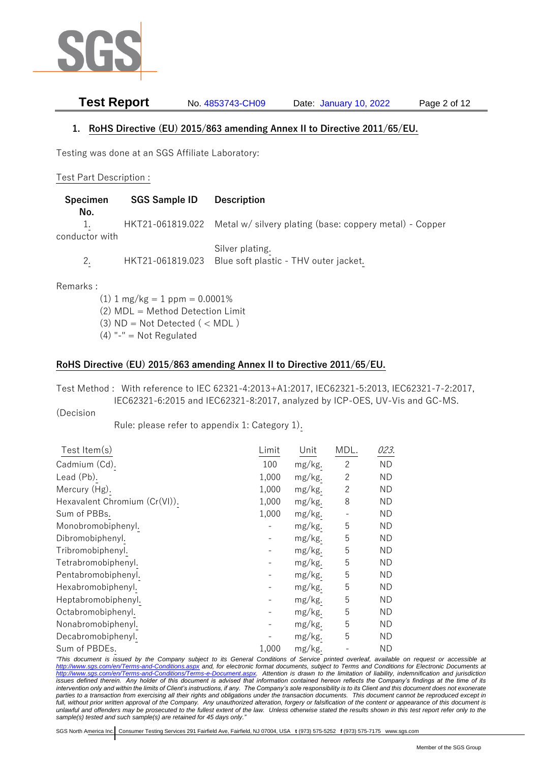## 1. RoHS Directive (EU) 2015/863 amending Annex II to Directive 2011/65/EU.

Testing was done at an SGS Affiliate Laboratory:

Test Part Description :

| Specimen No. | SGS Sample ID | Description |
|---|---|---|
| 1. | HKT21-061819.022 | Metal w/ silvery plating (base: coppery metal) - Copper conductor with Silver plating. |
| 2. | HKT21-061819.023 | Blue soft plastic - THV outer jacket. |

Remarks :

(1) 1 mg/kg = 1 ppm = 0.0001%
(2) MDL = Method Detection Limit
(3) ND = Not Detected ( < MDL )
(4) "-" = Not Regulated

## RoHS Directive (EU) 2015/863 amending Annex II to Directive 2011/65/EU.

Test Method : With reference to IEC 62321-4:2013+A1:2017, IEC62321-5:2013, IEC62321-7-2:2017, IEC62321-6:2015 and IEC62321-8:2017, analyzed by ICP-OES, UV-Vis and GC-MS.

(Decision Rule: please refer to appendix 1: Category 1).

| Test Item(s) | Limit | Unit | MDL. | *023.* |
|---|---|---|---|---|
| Cadmium (Cd). | 100 | mg/kg. | 2 | ND |
| Lead (Pb). | 1,000 | mg/kg. | 2 | ND |
| Mercury (Hg). | 1,000 | mg/kg. | 2 | ND |
| Hexavalent Chromium (Cr(VI)). | 1,000 | mg/kg. | 8 | ND |
| Sum of PBBs. | 1,000 | mg/kg. | - | ND |
| Monobromobiphenyl. | - | mg/kg. | 5 | ND |
| Dibromobiphenyl. | - | mg/kg. | 5 | ND |
| Tribromobiphenyl. | - | mg/kg. | 5 | ND |
| Tetrabromobiphenyl. | - | mg/kg. | 5 | ND |
| Pentabromobiphenyl. | - | mg/kg. | 5 | ND |
| Hexabromobiphenyl. | - | mg/kg. | 5 | ND |
| Heptabromobiphenyl. | - | mg/kg. | 5 | ND |
| Octabromobiphenyl. | - | mg/kg. | 5 | ND |
| Nonabromobiphenyl. | - | mg/kg. | 5 | ND |
| Decabromobiphenyl. | - | mg/kg. | 5 | ND |
| Sum of PBDEs. | 1,000 | mg/kg. | - | ND |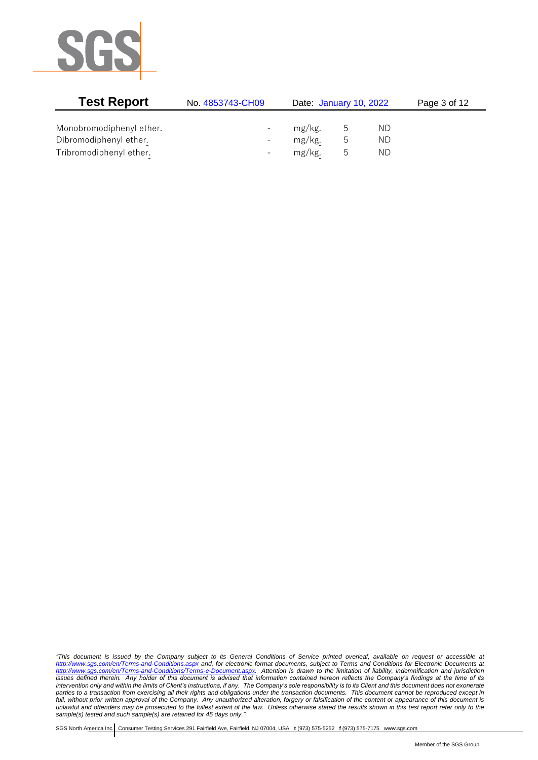| | | | | |
|---|---|---|---|---|
| Monobromodiphenyl ether. | - | mg/kg. | 5 | ND |
| Dibromodiphenyl ether. | - | mg/kg. | 5 | ND |
| Tribromodiphenyl ether. | - | mg/kg. | 5 | ND |

*"This document is issued by the Company subject to its General Conditions of Service printed overleaf, available on request or accessible at http://www.sgs.com/en/Terms-and-Conditions.aspx and, for electronic format documents, subject to Terms and Conditions for Electronic Documents at http://www.sgs.com/en/Terms-and-Conditions/Terms-e-Document.aspx. Attention is drawn to the limitation of liability, indemnification and jurisdiction issues defined therein. Any holder of this document is advised that information contained hereon reflects the Company's findings at the time of its intervention only and within the limits of Client's instructions, if any. The Company's sole responsibility is to its Client and this document does not exonerate parties to a transaction from exercising all their rights and obligations under the transaction documents. This document cannot be reproduced except in full, without prior written approval of the Company. Any unauthorized alteration, forgery or falsification of the content or appearance of this document is unlawful and offenders may be prosecuted to the fullest extent of the law. Unless otherwise stated the results shown in this test report refer only to the sample(s) tested and such sample(s) are retained for 45 days only."*

SGS North America Inc. | Consumer Testing Services 291 Fairfield Ave, Fairfield, NJ 07004, USA **t** (973) 575-5252 **f** (973) 575-7175 www.sgs.com

Member of the SGS Group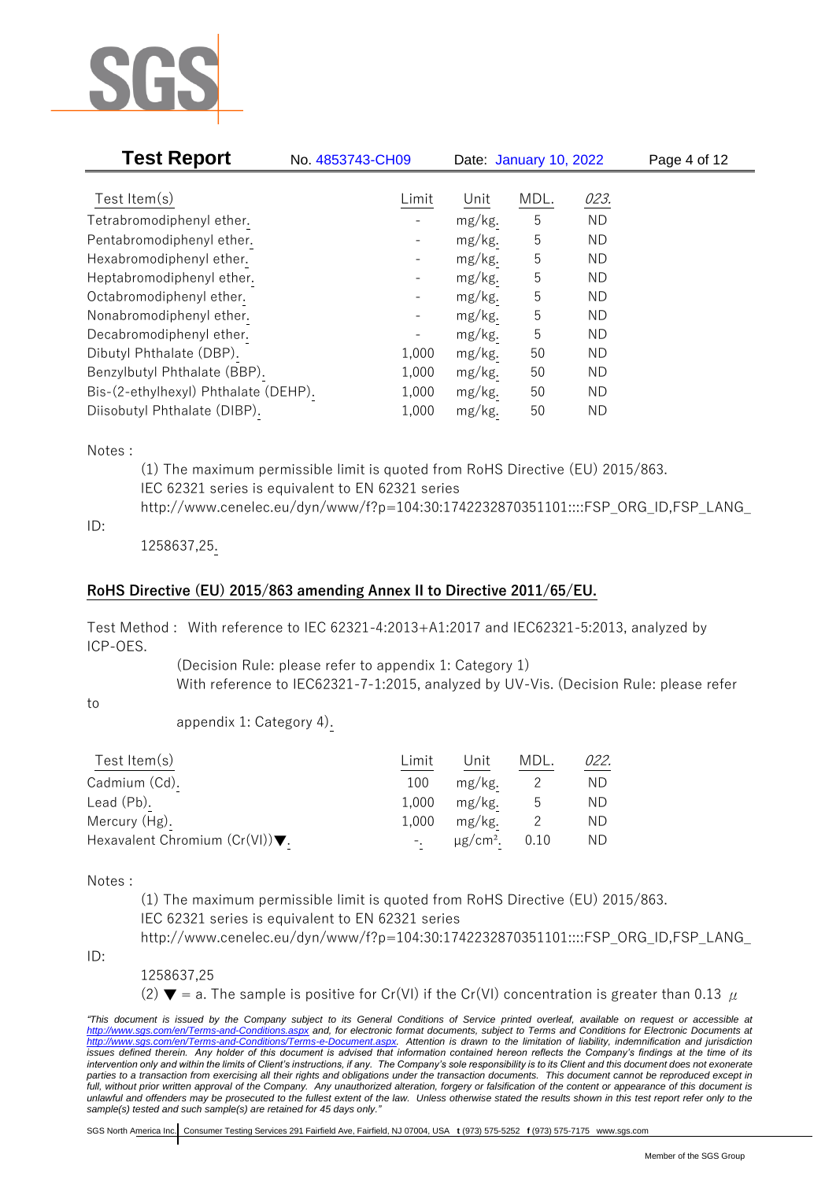| Test Item(s) | Limit | Unit | MDL. | 023. |
| --- | --- | --- | --- | --- |
| Tetrabromodiphenyl ether. | - | mg/kg. | 5 | ND |
| Pentabromodiphenyl ether. | - | mg/kg. | 5 | ND |
| Hexabromodiphenyl ether. | - | mg/kg. | 5 | ND |
| Heptabromodiphenyl ether. | - | mg/kg. | 5 | ND |
| Octabromodiphenyl ether. | - | mg/kg. | 5 | ND |
| Nonabromodiphenyl ether. | - | mg/kg. | 5 | ND |
| Decabromodiphenyl ether. | - | mg/kg. | 5 | ND |
| Dibutyl Phthalate (DBP). | 1,000 | mg/kg. | 50 | ND |
| Benzylbutyl Phthalate (BBP). | 1,000 | mg/kg. | 50 | ND |
| Bis-(2-ethylhexyl) Phthalate (DEHP). | 1,000 | mg/kg. | 50 | ND |
| Diisobutyl Phthalate (DIBP). | 1,000 | mg/kg. | 50 | ND |

Notes :

(1) The maximum permissible limit is quoted from RoHS Directive (EU) 2015/863.
IEC 62321 series is equivalent to EN 62321 series
http://www.cenelec.eu/dyn/www/f?p=104:30:1742232870351101::::FSP_ORG_ID,FSP_LANG_ID:
1258637,25.

**RoHS Directive (EU) 2015/863 amending Annex II to Directive 2011/65/EU.**

Test Method : With reference to IEC 62321-4:2013+A1:2017 and IEC62321-5:2013, analyzed by ICP-OES.
(Decision Rule: please refer to appendix 1: Category 1)
With reference to IEC62321-7-1:2015, analyzed by UV-Vis. (Decision Rule: please refer to
appendix 1: Category 4).

| Test Item(s) | Limit | Unit | MDL. | 022. |
| --- | --- | --- | --- | --- |
| Cadmium (Cd). | 100 | mg/kg. | 2 | ND |
| Lead (Pb). | 1,000 | mg/kg. | 5 | ND |
| Mercury (Hg). | 1,000 | mg/kg. | 2 | ND |
| Hexavalent Chromium (Cr(VI))▼. | -. | $\mu g/cm^2$. | 0.10 | ND |

Notes :

(1) The maximum permissible limit is quoted from RoHS Directive (EU) 2015/863.
IEC 62321 series is equivalent to EN 62321 series
http://www.cenelec.eu/dyn/www/f?p=104:30:1742232870351101::::FSP_ORG_ID,FSP_LANG_ID:
1258637,25

(2) ▼ = a. The sample is positive for Cr(VI) if the Cr(VI) concentration is greater than 0.13 $\mu$

*"This document is issued by the Company subject to its General Conditions of Service printed overleaf, available on request or accessible at http://www.sgs.com/en/Terms-and-Conditions.aspx and, for electronic format documents, subject to Terms and Conditions for Electronic Documents at http://www.sgs.com/en/Terms-and-Conditions/Terms-e-Document.aspx. Attention is drawn to the limitation of liability, indemnification and jurisdiction issues defined therein. Any holder of this document is advised that information contained hereon reflects the Company's findings at the time of its intervention only and within the limits of Client's instructions, if any. The Company's sole responsibility is to its Client and this document does not exonerate parties to a transaction from exercising all their rights and obligations under the transaction documents. This document cannot be reproduced except in full, without prior written approval of the Company. Any unauthorized alteration, forgery or falsification of the content or appearance of this document is unlawful and offenders may be prosecuted to the fullest extent of the law. Unless otherwise stated the results shown in this test report refer only to the sample(s) tested and such sample(s) are retained for 45 days only."*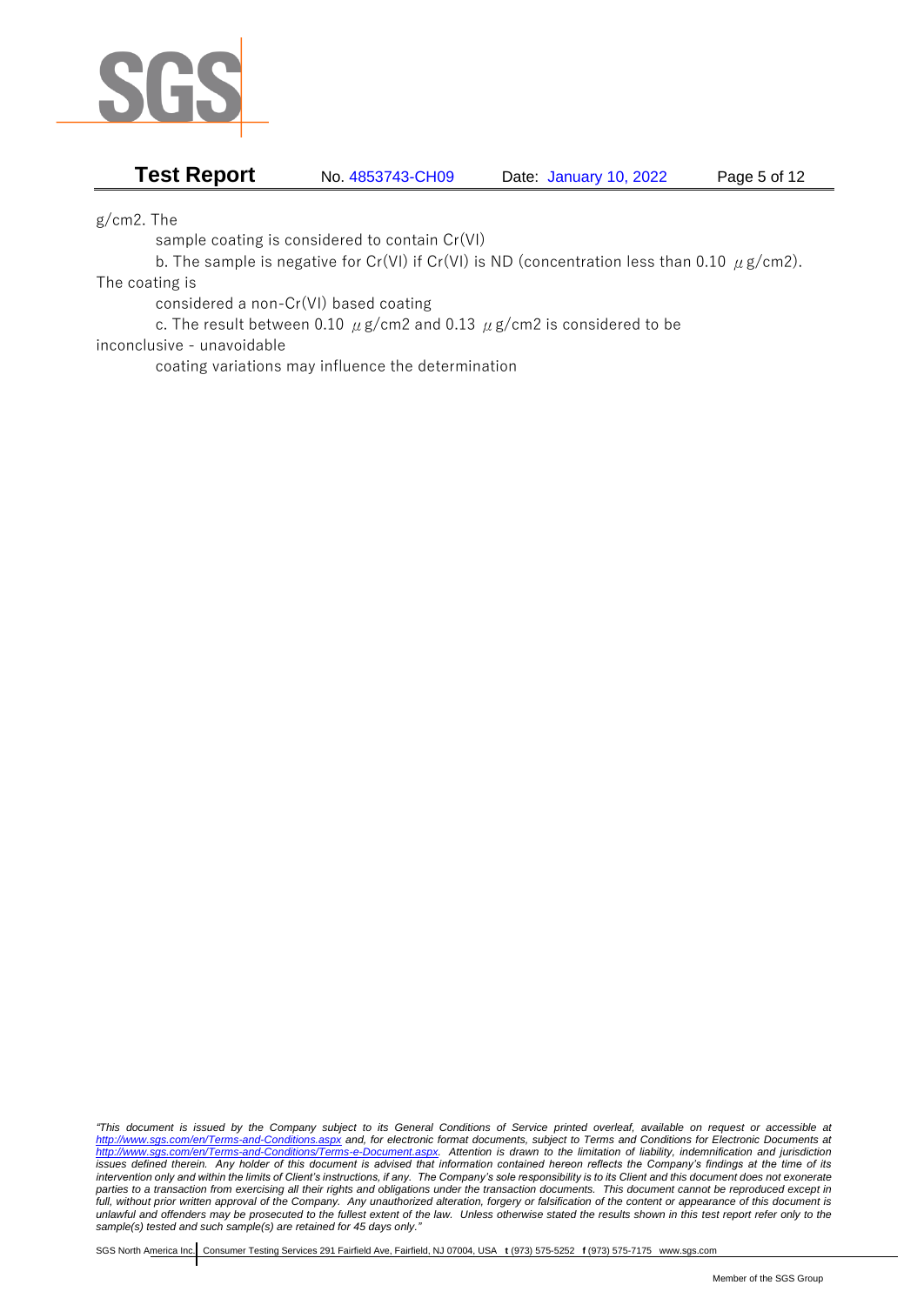g/cm2. The

sample coating is considered to contain Cr(VI)

b. The sample is negative for Cr(VI) if Cr(VI) is ND (concentration less than 0.10 $\mu$g/cm2). The coating is

considered a non-Cr(VI) based coating

c. The result between 0.10 $\mu$g/cm2 and 0.13 $\mu$g/cm2 is considered to be inconclusive - unavoidable

coating variations may influence the determination

*"This document is issued by the Company subject to its General Conditions of Service printed overleaf, available on request or accessible at http://www.sgs.com/en/Terms-and-Conditions.aspx and, for electronic format documents, subject to Terms and Conditions for Electronic Documents at http://www.sgs.com/en/Terms-and-Conditions/Terms-e-Document.aspx. Attention is drawn to the limitation of liability, indemnification and jurisdiction issues defined therein. Any holder of this document is advised that information contained hereon reflects the Company's findings at the time of its intervention only and within the limits of Client's instructions, if any. The Company's sole responsibility is to its Client and this document does not exonerate parties to a transaction from exercising all their rights and obligations under the transaction documents. This document cannot be reproduced except in full, without prior written approval of the Company. Any unauthorized alteration, forgery or falsification of the content or appearance of this document is unlawful and offenders may be prosecuted to the fullest extent of the law. Unless otherwise stated the results shown in this test report refer only to the sample(s) tested and such sample(s) are retained for 45 days only."*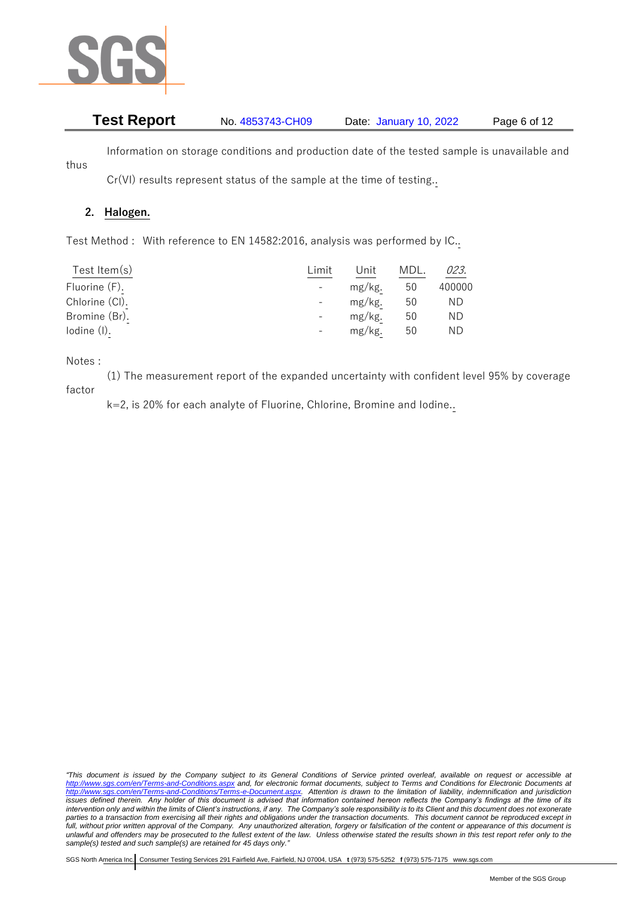Information on storage conditions and production date of the tested sample is unavailable and thus

Cr(VI) results represent status of the sample at the time of testing..

## 2. Halogen.

Test Method : With reference to EN 14582:2016, analysis was performed by IC..

| Test Item(s) | Limit | Unit | MDL. | *023.* |
|---|---|---|---|---|
| Fluorine (F). | - | mg/kg. | 50 | 400000 |
| Chlorine (Cl). | - | mg/kg. | 50 | ND |
| Bromine (Br). | - | mg/kg. | 50 | ND |
| Iodine (I). | - | mg/kg. | 50 | ND |

Notes :

(1) The measurement report of the expanded uncertainty with confident level 95% by coverage factor

k=2, is 20% for each analyte of Fluorine, Chlorine, Bromine and Iodine..

*"This document is issued by the Company subject to its General Conditions of Service printed overleaf, available on request or accessible at http://www.sgs.com/en/Terms-and-Conditions.aspx and, for electronic format documents, subject to Terms and Conditions for Electronic Documents at http://www.sgs.com/en/Terms-and-Conditions/Terms-e-Document.aspx. Attention is drawn to the limitation of liability, indemnification and jurisdiction issues defined therein. Any holder of this document is advised that information contained hereon reflects the Company's findings at the time of its intervention only and within the limits of Client's instructions, if any. The Company's sole responsibility is to its Client and this document does not exonerate parties to a transaction from exercising all their rights and obligations under the transaction documents. This document cannot be reproduced except in full, without prior written approval of the Company. Any unauthorized alteration, forgery or falsification of the content or appearance of this document is unlawful and offenders may be prosecuted to the fullest extent of the law. Unless otherwise stated the results shown in this test report refer only to the sample(s) tested and such sample(s) are retained for 45 days only."*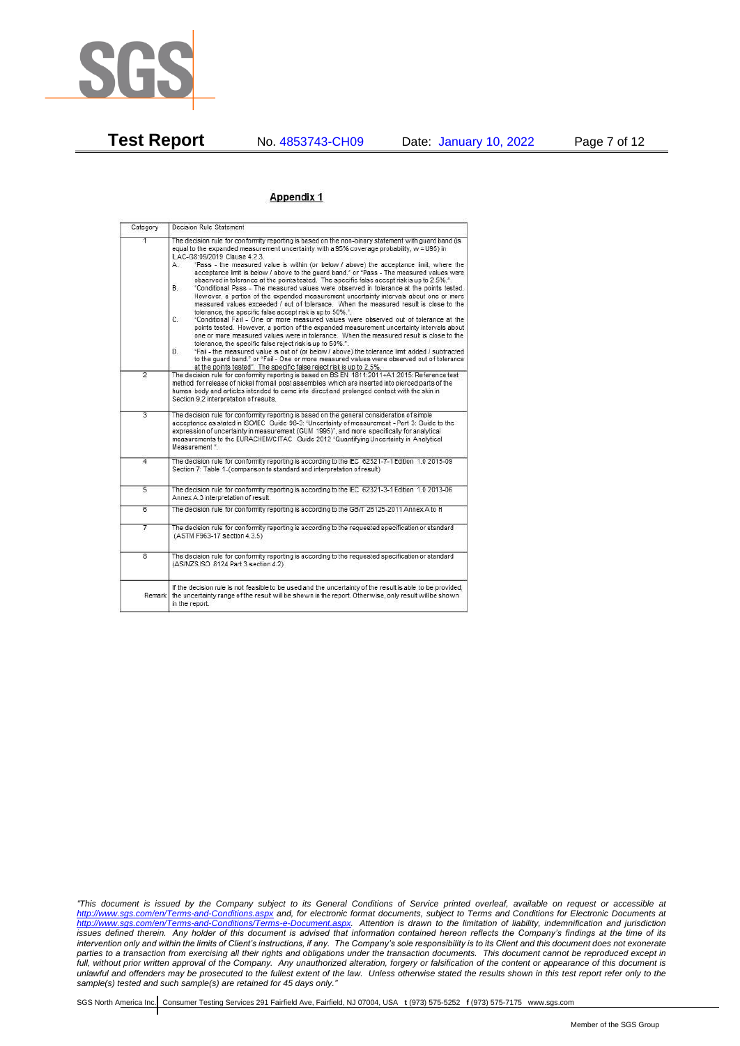## Appendix 1

| Category | Decision Rule Statement |
|---|---|
| 1 | The decision rule for conformity reporting is based on the non-binary statement with guard band (is equal to the expanded measurement uncertainty with a 95% coverage probability, w = U95) in ILAC-G8:09/2019 Clause 4.2.3.<br>A. "Pass - the measured value is within (or below / above) the acceptance limit, where the acceptance limit is below / above to the guard band." or "Pass - The measured values were observed in tolerance at the points tested. The specific false accept risk is up to 2.5%.".<br>B. "Conditional Pass - The measured values were observed in tolerance at the points tested. However, a portion of the expanded measurement uncertainty intervals about one or more measured values exceeded / out of tolerance. When the measured result is close to the tolerance, the specific false accept risk is up to 50%.".<br>C. "Conditional Fail - One or more measured values were observed out of tolerance at the points tested. However, a portion of the expanded measurement uncertainty intervals about one or more measured values were in tolerance. When the measured result is close to the tolerance, the specific false reject risk is up to 50%.".<br>D. "Fail - the measured value is out of (or below / above) the tolerance limit added / subtracted to the guard band." or "Fail - One or more measured values were observed out of tolerance at the points tested". The specific false reject risk is up to 2.5%. |
| 2 | The decision rule for conformity reporting is based on BS EN 1811:2011+A1:2015: Reference test method for release of nickel from all post assemblies which are inserted into pierced parts of the human body and articles intended to come into direct and prolonged contact with the skin in Section 9.2 interpretation of results. |
| 3 | The decision rule for conformity reporting is based on the general consideration of simple acceptance as stated in ISO/IEC Guide 98-3: "Uncertainty of measurement - Part 3: Guide to the expression of uncertainty in measurement (GUM 1995)", and more specifically for analytical measurements to the EURACHEM/CITAC Guide 2012 "Quantifying Uncertainty in Analytical Measurement ". |
| 4 | The decision rule for conformity reporting is according to the IEC 62321-7-1 Edition 1.0 2015-09 Section 7: Table 1-(comparison to standard and interpretation of result) |
| 5 | The decision rule for conformity reporting is according to the IEC 62321-3-1 Edition 1.0 2013-06 Annex A.3 interpretation of result. |
| 6 | The decision rule for conformity reporting is according to the GB/T 26125-2011 Annex A to H |
| 7 | The decision rule for conformity reporting is according to the requested specification or standard (ASTM F963-17 section 4.3.5) |
| 8 | The decision rule for conformity reporting is according to the requested specification or standard (AS/NZS ISO 8124 Part 3 section 4.2) |
| Remark | If the decision rule is not feasible to be used and the uncertainty of the result is able to be provided, the uncertainty range of the result will be shown in the report. Otherwise, only result will be shown in the report. |

*"This document is issued by the Company subject to its General Conditions of Service printed overleaf, available on request or accessible at http://www.sgs.com/en/Terms-and-Conditions.aspx and, for electronic format documents, subject to Terms and Conditions for Electronic Documents at http://www.sgs.com/en/Terms-and-Conditions/Terms-e-Document.aspx. Attention is drawn to the limitation of liability, indemnification and jurisdiction issues defined therein. Any holder of this document is advised that information contained hereon reflects the Company's findings at the time of its intervention only and within the limits of Client's instructions, if any. The Company's sole responsibility is to its Client and this document does not exonerate parties to a transaction from exercising all their rights and obligations under the transaction documents. This document cannot be reproduced except in full, without prior written approval of the Company. Any unauthorized alteration, forgery or falsification of the content or appearance of this document is unlawful and offenders may be prosecuted to the fullest extent of the law. Unless otherwise stated the results shown in this test report refer only to the sample(s) tested and such sample(s) are retained for 45 days only."*

SGS North America Inc. | Consumer Testing Services 291 Fairfield Ave, Fairfield, NJ 07004, USA t (973) 575-5252 f (973) 575-7175 www.sgs.com

Member of the SGS Group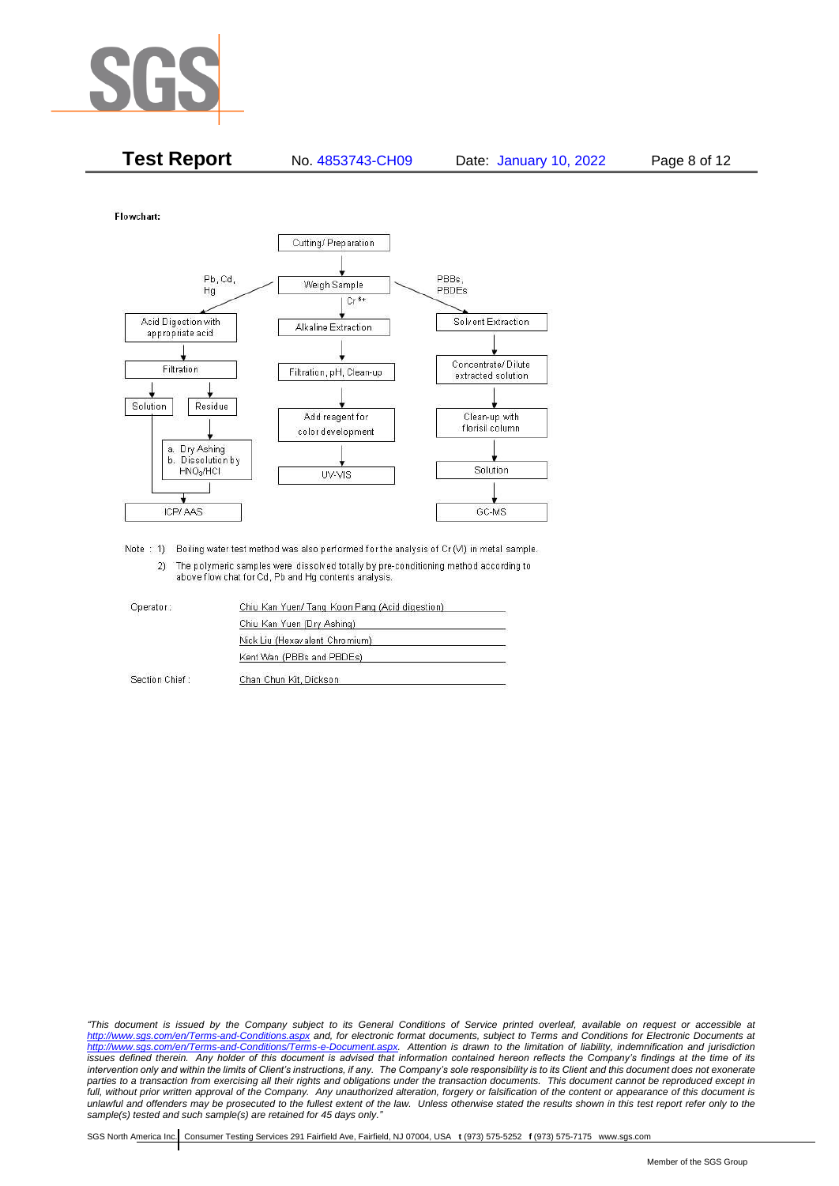**Test Report** No. 4853743-CH09 Date: January 10, 2022

Flowchart:

- Cutting/ Preparation
  - Weigh Sample
    - Pb, Cd, Hg:
      - Acid Digestion with appropriate acid
      - Filtration
      - Solution → ICP/ AAS
      - Residue → a. Dry Ashing b. Dissolution by $HNO_3$/HCl → ICP/ AAS
    - $Cr^{6+}$:
      - Alkaline Extraction
      - Filtration, pH, Clean-up
      - Add reagent for color development
      - UV-VIS
    - PBBs, PBDEs:
      - Solvent Extraction
      - Concentrate/ Dilute extracted solution
      - Clean-up with florisil column
      - Solution
      - GC-MS

Note : 1) Boiling water test method was also performed for the analysis of Cr (VI) in metal sample.

2) The polymeric samples were dissolved totally by pre-conditioning method according to above flow chat for Cd, Pb and Hg contents analysis.

Operator: Chiu Kan Yuen/ Tang Koon Pang (Acid digestion)

Chiu Kan Yuen (Dry Ashing)

Nick Liu (Hexavalent Chromium)

Kent Wan (PBBs and PBDEs)

Section Chief : Chan Chun Kit, Dickson

*"This document is issued by the Company subject to its General Conditions of Service printed overleaf, available on request or accessible at http://www.sgs.com/en/Terms-and-Conditions.aspx and, for electronic format documents, subject to Terms and Conditions for Electronic Documents at http://www.sgs.com/en/Terms-and-Conditions/Terms-e-Document.aspx. Attention is drawn to the limitation of liability, indemnification and jurisdiction issues defined therein. Any holder of this document is advised that information contained hereon reflects the Company's findings at the time of its intervention only and within the limits of Client's instructions, if any. The Company's sole responsibility is to its Client and this document does not exonerate parties to a transaction from exercising all their rights and obligations under the transaction documents. This document cannot be reproduced except in full, without prior written approval of the Company. Any unauthorized alteration, forgery or falsification of the content or appearance of this document is unlawful and offenders may be prosecuted to the fullest extent of the law. Unless otherwise stated the results shown in this test report refer only to the sample(s) tested and such sample(s) are retained for 45 days only."*

SGS North America Inc. | Consumer Testing Services 291 Fairfield Ave, Fairfield, NJ 07004, USA **t** (973) 575-5252 **f** (973) 575-7175 www.sgs.com

Member of the SGS Group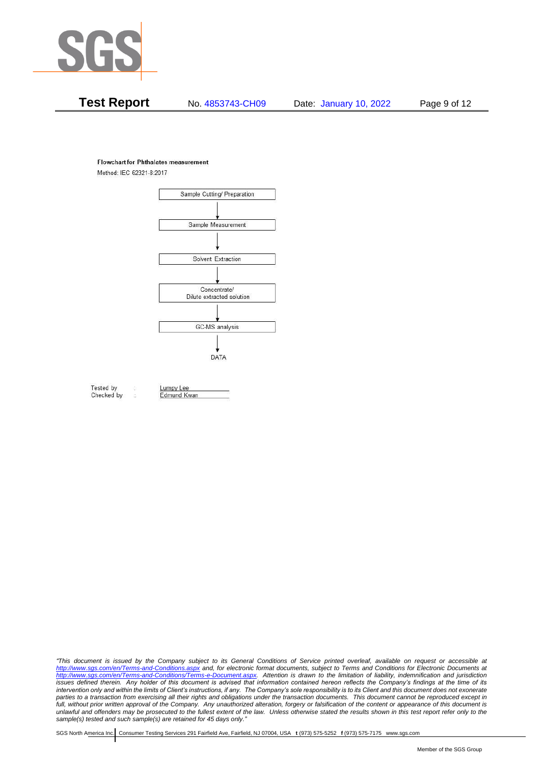**Flowchart for Phthalates measurement**

Method: IEC 62321-8:2017

Sample Cutting/ Preparation

↓

Sample Measurement

↓

Solvent Extraction

↓

Concentrate/
Dilute extracted solution

↓

GC-MS analysis

↓

DATA

Tested by : Lumpy Lee
Checked by : Edmund Kwan

*"This document is issued by the Company subject to its General Conditions of Service printed overleaf, available on request or accessible at http://www.sgs.com/en/Terms-and-Conditions.aspx and, for electronic format documents, subject to Terms and Conditions for Electronic Documents at http://www.sgs.com/en/Terms-and-Conditions/Terms-e-Document.aspx. Attention is drawn to the limitation of liability, indemnification and jurisdiction issues defined therein. Any holder of this document is advised that information contained hereon reflects the Company's findings at the time of its intervention only and within the limits of Client's instructions, if any. The Company's sole responsibility is to its Client and this document does not exonerate parties to a transaction from exercising all their rights and obligations under the transaction documents. This document cannot be reproduced except in full, without prior written approval of the Company. Any unauthorized alteration, forgery or falsification of the content or appearance of this document is unlawful and offenders may be prosecuted to the fullest extent of the law. Unless otherwise stated the results shown in this test report refer only to the sample(s) tested and such sample(s) are retained for 45 days only."*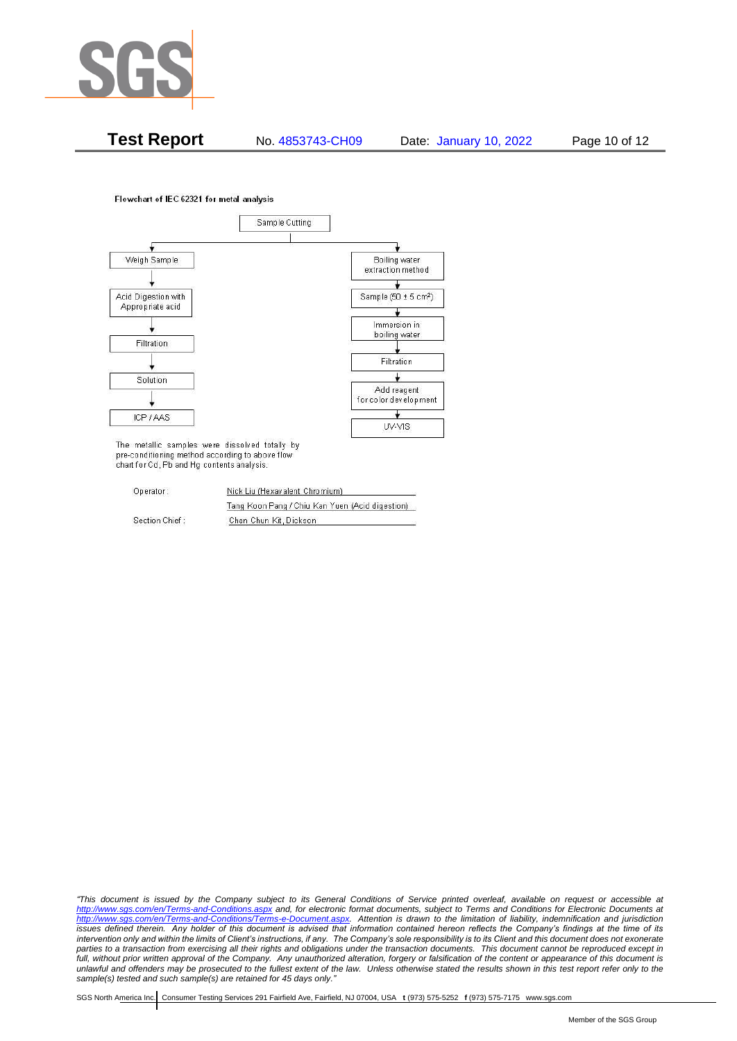Flowchart of IEC 62321 for metal analysis

Sample Cutting

Left branch:

- Weigh Sample
- ↓
- Acid Digestion with Appropriate acid
- ↓
- Filtration
- ↓
- Solution
- ↓
- ICP / AAS

Right branch:

- Boiling water extraction method
- ↓
- Sample (50 ± 5 $cm^2$)
- ↓
- Immersion in boiling water
- ↓
- Filtration
- ↓
- Add reagent for color development
- ↓
- UV-VIS

The metallic samples were dissolved totally by pre-conditioning method according to above flow chart for Cd, Pb and Hg contents analysis.

| | |
|---|---|
| Operator: | Nick Liu (Hexavalent Chromium) |
| | Tang Koon Pang / Chiu Kan Yuen (Acid digestion) |
| Section Chief: | Chan Chun Kit, Dickson |

*"This document is issued by the Company subject to its General Conditions of Service printed overleaf, available on request or accessible at http://www.sgs.com/en/Terms-and-Conditions.aspx and, for electronic format documents, subject to Terms and Conditions for Electronic Documents at http://www.sgs.com/en/Terms-and-Conditions/Terms-e-Document.aspx. Attention is drawn to the limitation of liability, indemnification and jurisdiction issues defined therein. Any holder of this document is advised that information contained hereon reflects the Company's findings at the time of its intervention only and within the limits of Client's instructions, if any. The Company's sole responsibility is to its Client and this document does not exonerate parties to a transaction from exercising all their rights and obligations under the transaction documents. This document cannot be reproduced except in full, without prior written approval of the Company. Any unauthorized alteration, forgery or falsification of the content or appearance of this document is unlawful and offenders may be prosecuted to the fullest extent of the law. Unless otherwise stated the results shown in this test report refer only to the sample(s) tested and such sample(s) are retained for 45 days only."*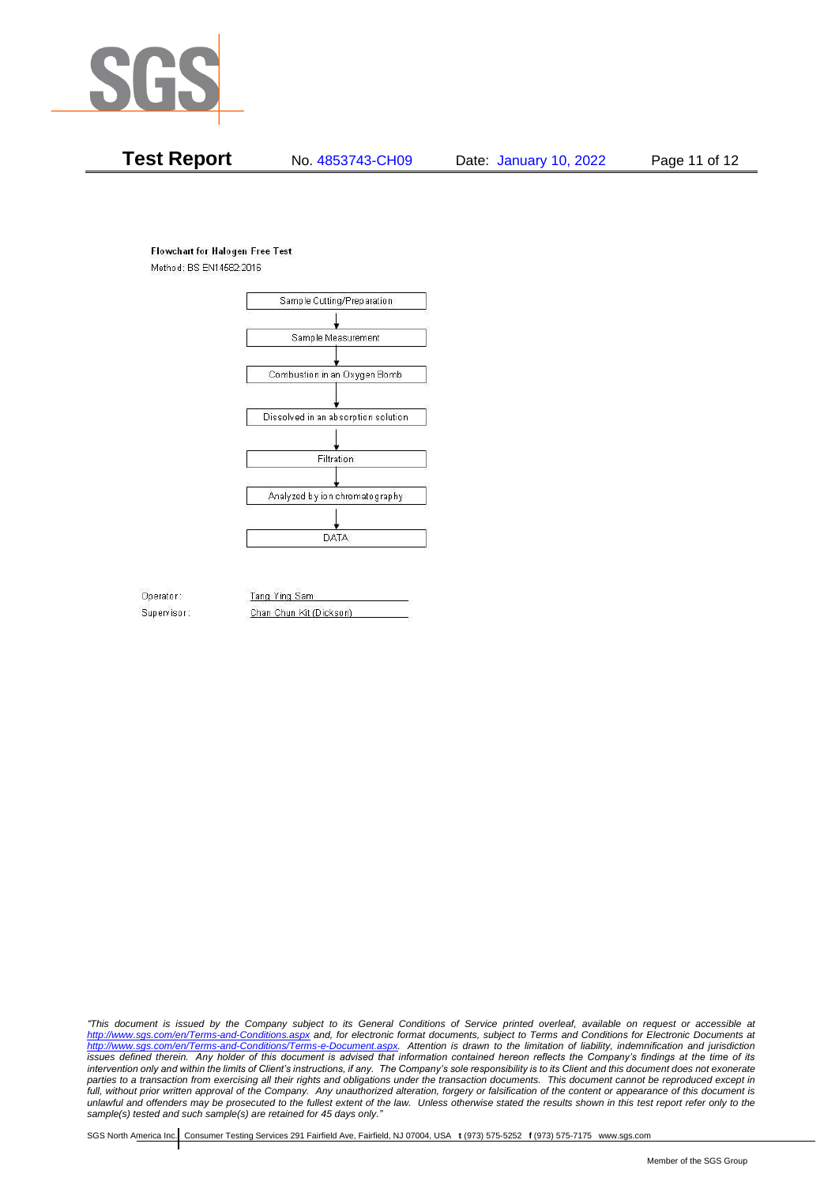**Flowchart for Halogen Free Test**

Method: BS EN14582:2016

Sample Cutting/Preparation

↓

Sample Measurement

↓

Combustion in an Oxygen Bomb

↓

Dissolved in an absorption solution

↓

Filtration

↓

Analyzed by ion chromatography

↓

DATA

Operator: Tang Ying Sam

Supervisor: Chan Chun Kit (Dickson)

*"This document is issued by the Company subject to its General Conditions of Service printed overleaf, available on request or accessible at http://www.sgs.com/en/Terms-and-Conditions.aspx and, for electronic format documents, subject to Terms and Conditions for Electronic Documents at http://www.sgs.com/en/Terms-and-Conditions/Terms-e-Document.aspx. Attention is drawn to the limitation of liability, indemnification and jurisdiction issues defined therein. Any holder of this document is advised that information contained hereon reflects the Company's findings at the time of its intervention only and within the limits of Client's instructions, if any. The Company's sole responsibility is to its Client and this document does not exonerate parties to a transaction from exercising all their rights and obligations under the transaction documents. This document cannot be reproduced except in full, without prior written approval of the Company. Any unauthorized alteration, forgery or falsification of the content or appearance of this document is unlawful and offenders may be prosecuted to the fullest extent of the law. Unless otherwise stated the results shown in this test report refer only to the sample(s) tested and such sample(s) are retained for 45 days only."*

SGS North America Inc. | Consumer Testing Services 291 Fairfield Ave, Fairfield, NJ 07004, USA **t** (973) 575-5252 **f** (973) 575-7175 www.sgs.com

Member of the SGS Group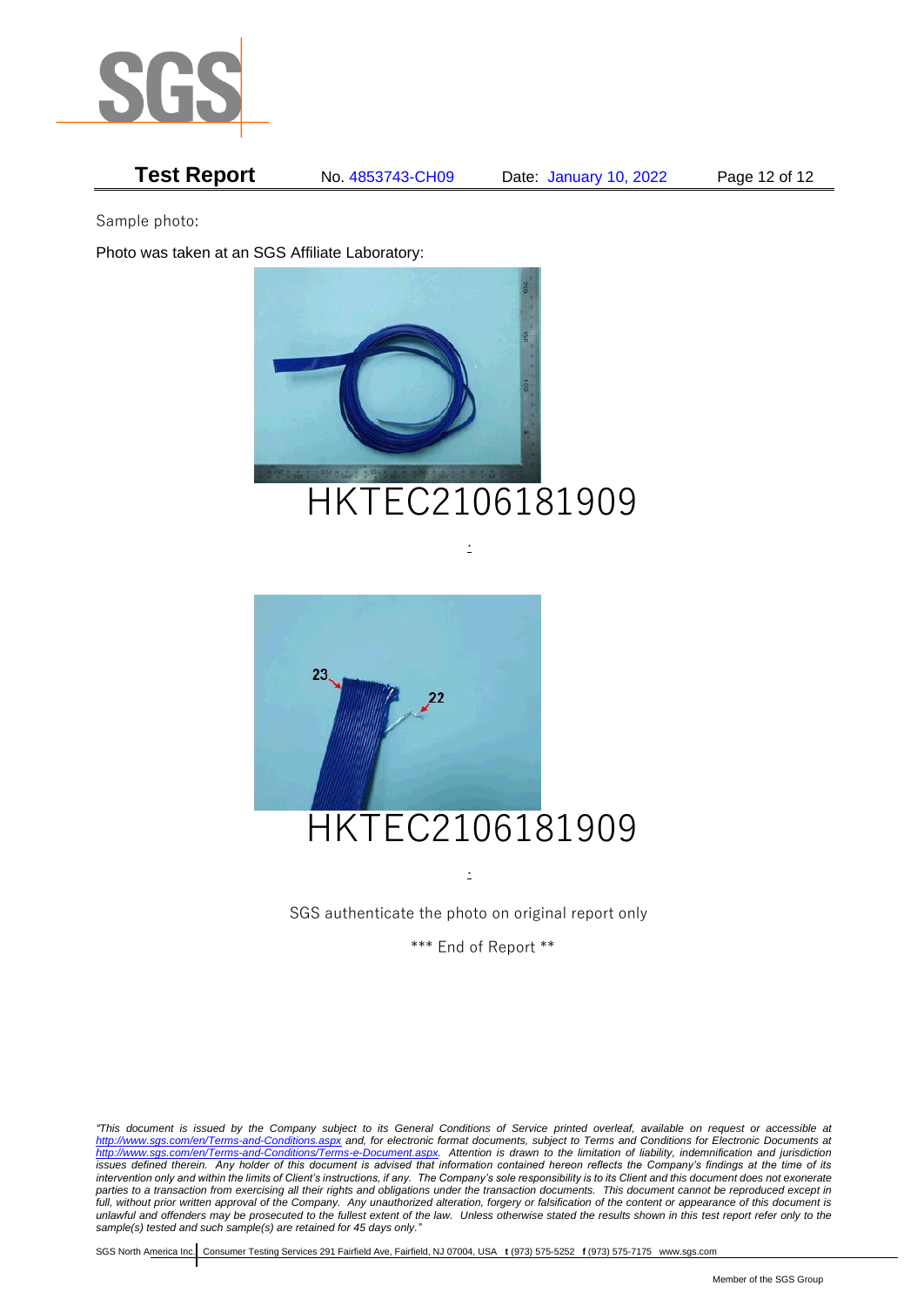Sample photo:

Photo was taken at an SGS Affiliate Laboratory:

HKTEC2106181909

:

23

22

HKTEC2106181909

:

SGS authenticate the photo on original report only

*** End of Report **

*"This document is issued by the Company subject to its General Conditions of Service printed overleaf, available on request or accessible at http://www.sgs.com/en/Terms-and-Conditions.aspx and, for electronic format documents, subject to Terms and Conditions for Electronic Documents at http://www.sgs.com/en/Terms-and-Conditions/Terms-e-Document.aspx. Attention is drawn to the limitation of liability, indemnification and jurisdiction issues defined therein. Any holder of this document is advised that information contained hereon reflects the Company's findings at the time of its intervention only and within the limits of Client's instructions, if any. The Company's sole responsibility is to its Client and this document does not exonerate parties to a transaction from exercising all their rights and obligations under the transaction documents. This document cannot be reproduced except in full, without prior written approval of the Company. Any unauthorized alteration, forgery or falsification of the content or appearance of this document is unlawful and offenders may be prosecuted to the fullest extent of the law. Unless otherwise stated the results shown in this test report refer only to the sample(s) tested and such sample(s) are retained for 45 days only."*

SGS North America Inc. | Consumer Testing Services 291 Fairfield Ave, Fairfield, NJ 07004, USA **t** (973) 575-5252 **f** (973) 575-7175 www.sgs.com

Member of the SGS Group